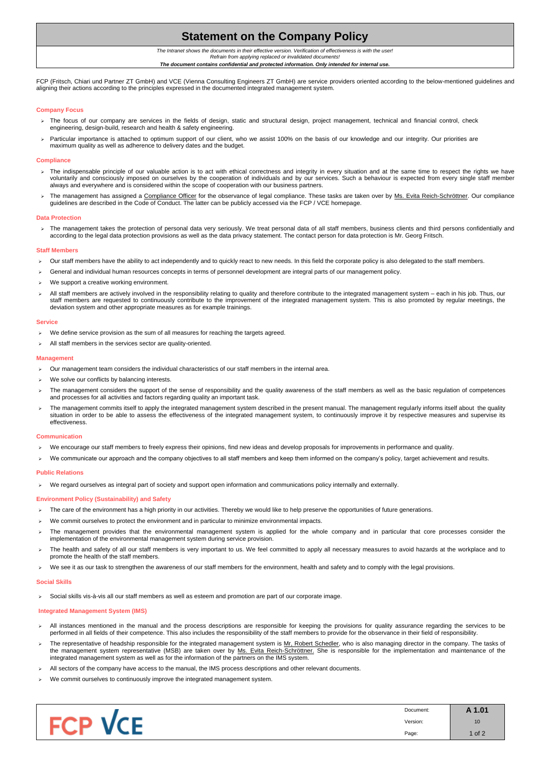# Statement on the Company Policy

*The Intranet shows the documents in their effective version. Verification of effectiveness is with the user!*
*Refrain from applying replaced or invalidated documents!*
***The document contains confidential and protected information. Only intended for internal use.***

FCP (Fritsch, Chiari und Partner ZT GmbH) and VCE (Vienna Consulting Engineers ZT GmbH) are service providers oriented according to the below-mentioned guidelines and aligning their actions according to the principles expressed in the documented integrated management system.

## Company Focus

- The focus of our company are services in the fields of design, static and structural design, project management, technical and financial control, check engineering, design-build, research and health & safety engineering.
- Particular importance is attached to optimum support of our client, who we assist 100% on the basis of our knowledge and our integrity. Our priorities are maximum quality as well as adherence to delivery dates and the budget.

## Compliance

- The indispensable principle of our valuable action is to act with ethical correctness and integrity in every situation and at the same time to respect the rights we have voluntarily and consciously imposed on ourselves by the cooperation of individuals and by our services. Such a behaviour is expected from every single staff member always and everywhere and is considered within the scope of cooperation with our business partners.
- The management has assigned a Compliance Officer for the observance of legal compliance. These tasks are taken over by Ms. Evita Reich-Schröttner. Our compliance guidelines are described in the Code of Conduct. The latter can be publicly accessed via the FCP / VCE homepage.

## Data Protection

- The management takes the protection of personal data very seriously. We treat personal data of all staff members, business clients and third persons confidentially and according to the legal data protection provisions as well as the data privacy statement. The contact person for data protection is Mr. Georg Fritsch.

## Staff Members

- Our staff members have the ability to act independently and to quickly react to new needs. In this field the corporate policy is also delegated to the staff members.
- General and individual human resources concepts in terms of personnel development are integral parts of our management policy.
- We support a creative working environment.
- All staff members are actively involved in the responsibility relating to quality and therefore contribute to the integrated management system – each in his job. Thus, our staff members are requested to continuously contribute to the improvement of the integrated management system. This is also promoted by regular meetings, the deviation system and other appropriate measures as for example trainings.

## Service

- We define service provision as the sum of all measures for reaching the targets agreed.
- All staff members in the services sector are quality-oriented.

## Management

- Our management team considers the individual characteristics of our staff members in the internal area.
- We solve our conflicts by balancing interests.
- The management considers the support of the sense of responsibility and the quality awareness of the staff members as well as the basic regulation of competences and processes for all activities and factors regarding quality an important task.
- The management commits itself to apply the integrated management system described in the present manual. The management regularly informs itself about the quality situation in order to be able to assess the effectiveness of the integrated management system, to continuously improve it by respective measures and supervise its effectiveness.

## Communication

- We encourage our staff members to freely express their opinions, find new ideas and develop proposals for improvements in performance and quality.
- We communicate our approach and the company objectives to all staff members and keep them informed on the company's policy, target achievement and results.

## Public Relations

- We regard ourselves as integral part of society and support open information and communications policy internally and externally.

## Environment Policy (Sustainability) and Safety

- The care of the environment has a high priority in our activities. Thereby we would like to help preserve the opportunities of future generations.
- We commit ourselves to protect the environment and in particular to minimize environmental impacts.
- The management provides that the environmental management system is applied for the whole company and in particular that core processes consider the implementation of the environmental management system during service provision.
- The health and safety of all our staff members is very important to us. We feel committed to apply all necessary measures to avoid hazards at the workplace and to promote the health of the staff members.
- We see it as our task to strengthen the awareness of our staff members for the environment, health and safety and to comply with the legal provisions.

## Social Skills

- Social skills vis-à-vis all our staff members as well as esteem and promotion are part of our corporate image.

## Integrated Management System (IMS)

- All instances mentioned in the manual and the process descriptions are responsible for keeping the provisions for quality assurance regarding the services to be performed in all fields of their competence. This also includes the responsibility of the staff members to provide for the observance in their field of responsibility.
- The representative of headship responsible for the integrated management system is Mr. Robert Schedler, who is also managing director in the company. The tasks of the management system representative (MSB) are taken over by Ms. Evita Reich-Schröttner. She is responsible for the implementation and maintenance of the integrated management system as well as for the information of the partners on the IMS system.
- All sectors of the company have access to the manual, the IMS process descriptions and other relevant documents.
- We commit ourselves to continuously improve the integrated management system.

FCP VCE

| Document: | A 1.01 |
|---|---|
| Version: | 10 |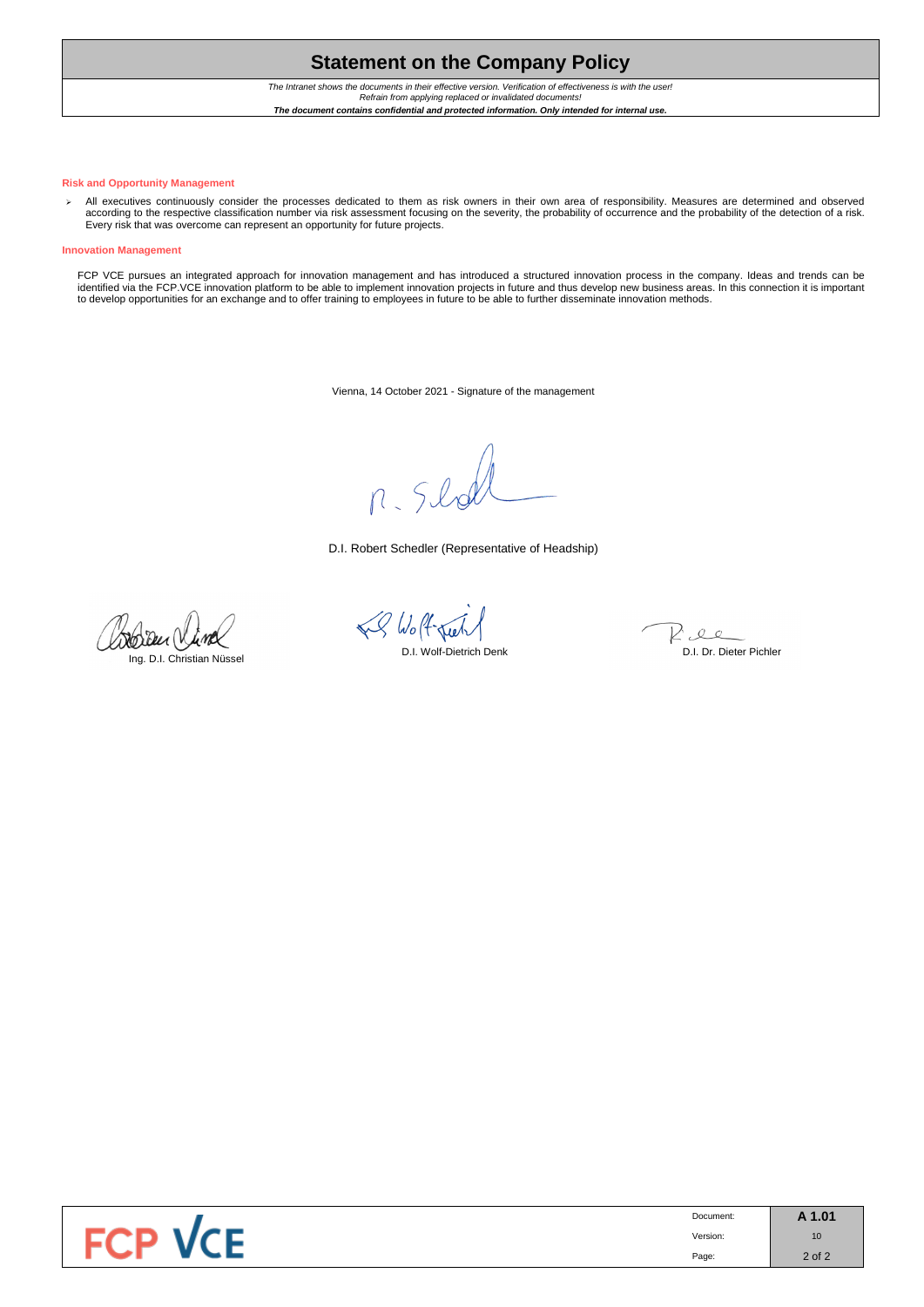#### Risk and Opportunity Management

- All executives continuously consider the processes dedicated to them as risk owners in their own area of responsibility. Measures are determined and observed according to the respective classification number via risk assessment focusing on the severity, the probability of occurrence and the probability of the detection of a risk. Every risk that was overcome can represent an opportunity for future projects.

#### Innovation Management

FCP VCE pursues an integrated approach for innovation management and has introduced a structured innovation process in the company. Ideas and trends can be identified via the FCP.VCE innovation platform to be able to implement innovation projects in future and thus develop new business areas. In this connection it is important to develop opportunities for an exchange and to offer training to employees in future to be able to further disseminate innovation methods.

Vienna, 14 October 2021 - Signature of the management

D.I. Robert Schedler (Representative of Headship)

Ing. D.I. Christian Nüssel

D.I. Wolf-Dietrich Denk

D.I. Dr. Dieter Pichler